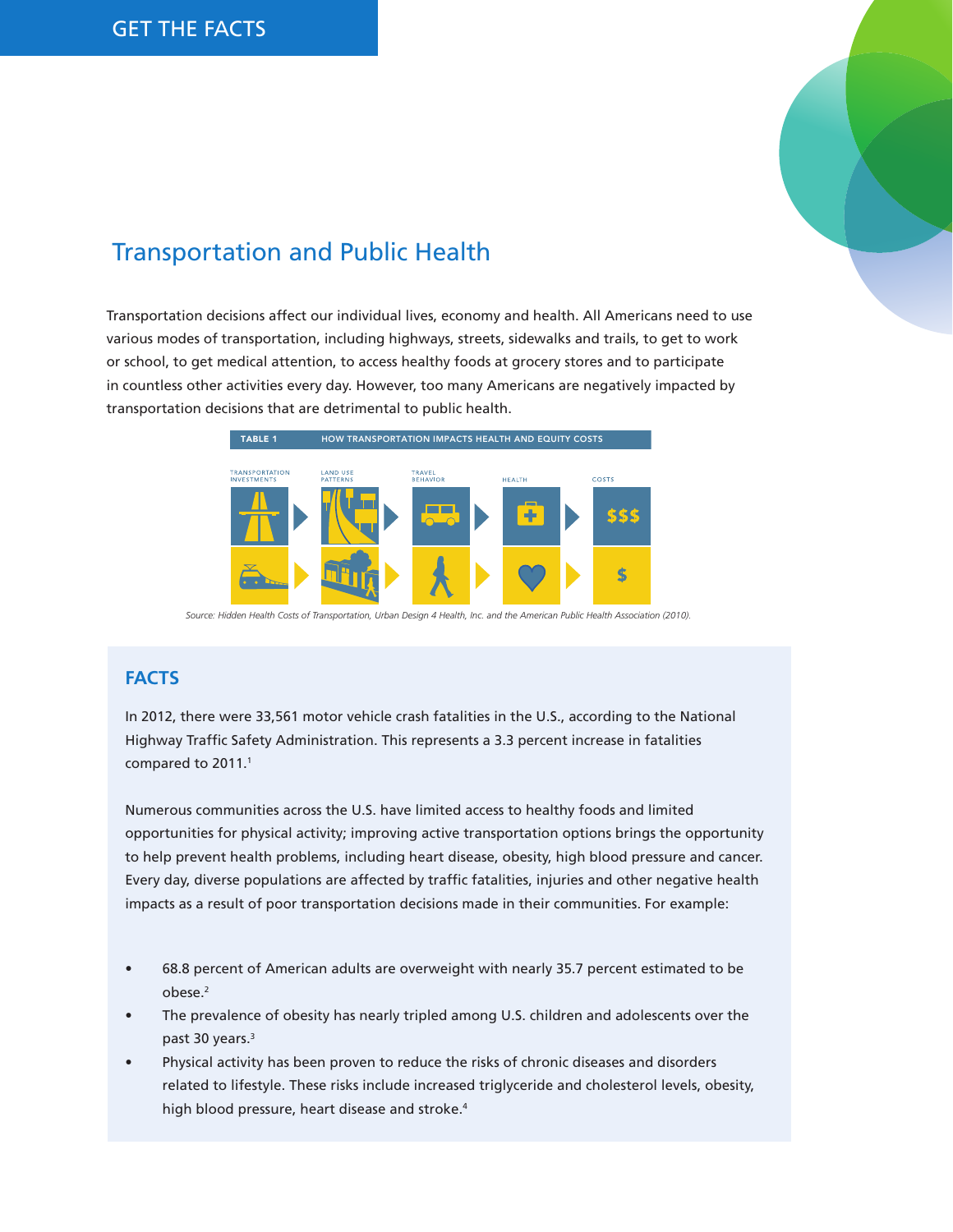GET THE FACTS

# Transportation and Public Health

Transportation decisions affect our individual lives, economy and health. All Americans need to use various modes of transportation, including highways, streets, sidewalks and trails, to get to work or school, to get medical attention, to access healthy foods at grocery stores and to participate in countless other activities every day. However, too many Americans are negatively impacted by transportation decisions that are detrimental to public health.

**TABLE 1** HOW TRANSPORTATION IMPACTS HEALTH AND EQUITY COSTS

| TRANSPORTATION INVESTMENTS | LAND USE PATTERNS | TRAVEL BEHAVIOR | HEALTH | COSTS |
|---|---|---|---|---|
| | | | | $$$ |
| | | | | $ |

*Source: Hidden Health Costs of Transportation, Urban Design 4 Health, Inc. and the American Public Health Association (2010).*

## FACTS

In 2012, there were 33,561 motor vehicle crash fatalities in the U.S., according to the National Highway Traffic Safety Administration. This represents a 3.3 percent increase in fatalities compared to 2011.[1]

Numerous communities across the U.S. have limited access to healthy foods and limited opportunities for physical activity; improving active transportation options brings the opportunity to help prevent health problems, including heart disease, obesity, high blood pressure and cancer. Every day, diverse populations are affected by traffic fatalities, injuries and other negative health impacts as a result of poor transportation decisions made in their communities. For example:

- 68.8 percent of American adults are overweight with nearly 35.7 percent estimated to be obese.[2]
- The prevalence of obesity has nearly tripled among U.S. children and adolescents over the past 30 years.[3]
- Physical activity has been proven to reduce the risks of chronic diseases and disorders related to lifestyle. These risks include increased triglyceride and cholesterol levels, obesity, high blood pressure, heart disease and stroke.[4]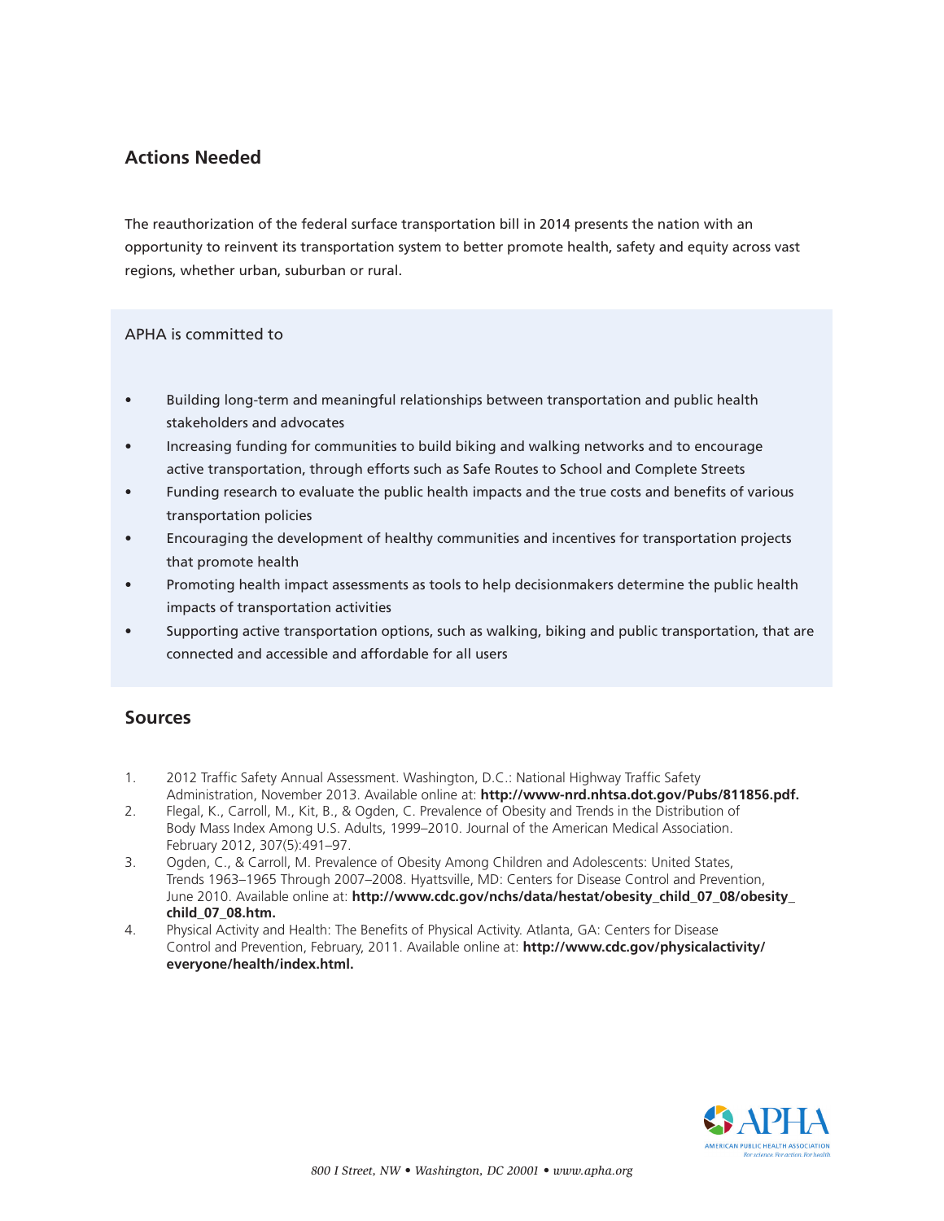## Actions Needed

The reauthorization of the federal surface transportation bill in 2014 presents the nation with an opportunity to reinvent its transportation system to better promote health, safety and equity across vast regions, whether urban, suburban or rural.

APHA is committed to

- Building long-term and meaningful relationships between transportation and public health stakeholders and advocates
- Increasing funding for communities to build biking and walking networks and to encourage active transportation, through efforts such as Safe Routes to School and Complete Streets
- Funding research to evaluate the public health impacts and the true costs and benefits of various transportation policies
- Encouraging the development of healthy communities and incentives for transportation projects that promote health
- Promoting health impact assessments as tools to help decisionmakers determine the public health impacts of transportation activities
- Supporting active transportation options, such as walking, biking and public transportation, that are connected and accessible and affordable for all users

## Sources

1. 2012 Traffic Safety Annual Assessment. Washington, D.C.: National Highway Traffic Safety Administration, November 2013. Available online at: **http://www-nrd.nhtsa.dot.gov/Pubs/811856.pdf.**
2. Flegal, K., Carroll, M., Kit, B., & Ogden, C. Prevalence of Obesity and Trends in the Distribution of Body Mass Index Among U.S. Adults, 1999–2010. Journal of the American Medical Association. February 2012, 307(5):491–97.
3. Ogden, C., & Carroll, M. Prevalence of Obesity Among Children and Adolescents: United States, Trends 1963–1965 Through 2007–2008. Hyattsville, MD: Centers for Disease Control and Prevention, June 2010. Available online at: **http://www.cdc.gov/nchs/data/hestat/obesity_child_07_08/obesity_child_07_08.htm.**
4. Physical Activity and Health: The Benefits of Physical Activity. Atlanta, GA: Centers for Disease Control and Prevention, February, 2011. Available online at: **http://www.cdc.gov/physicalactivity/everyone/health/index.html.**

APHA
AMERICAN PUBLIC HEALTH ASSOCIATION
*For science. For action. For health*

*800 I Street, NW • Washington, DC 20001 • www.apha.org*